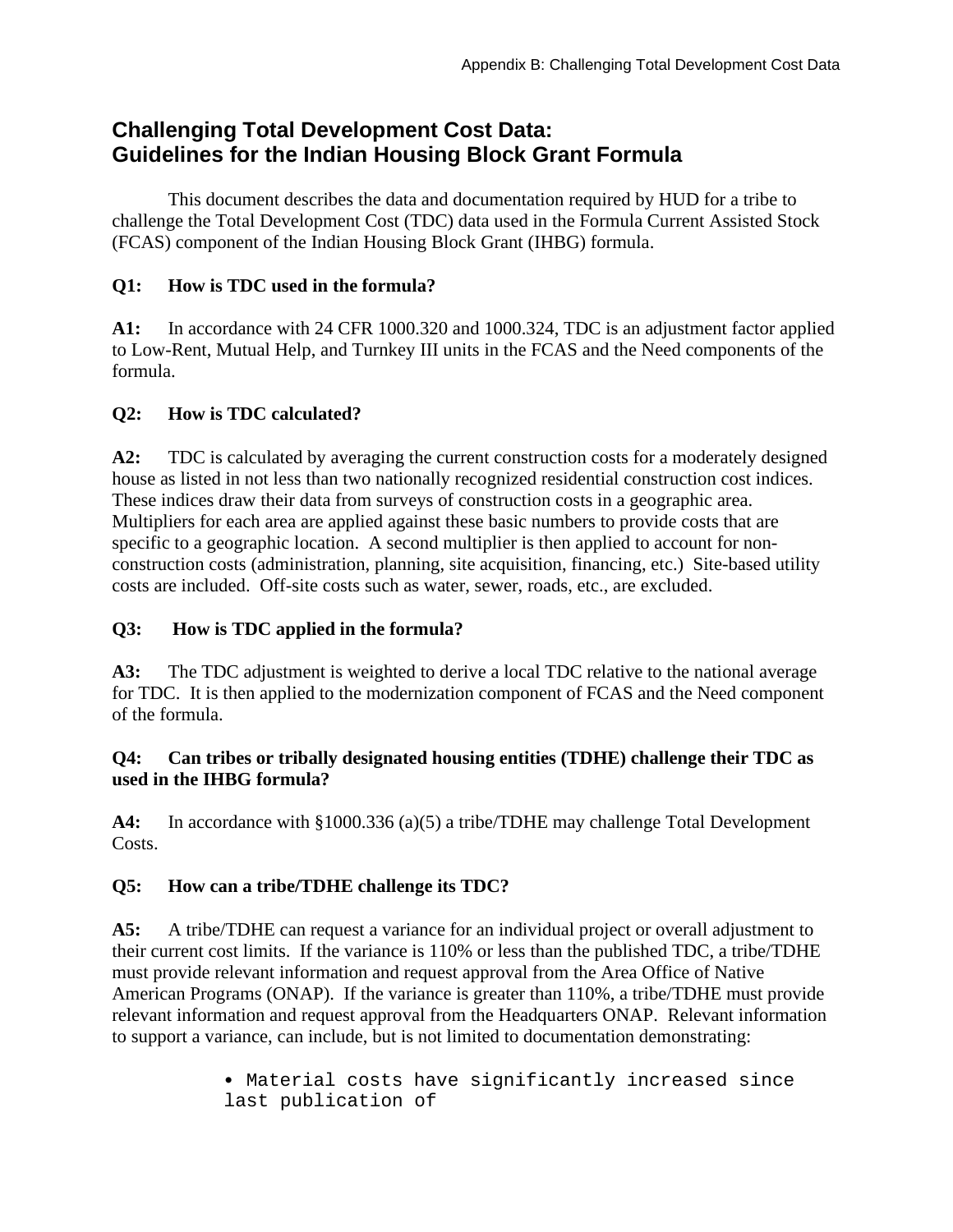# Challenging Total Development Cost Data: Guidelines for the Indian Housing Block Grant Formula

This document describes the data and documentation required by HUD for a tribe to challenge the Total Development Cost (TDC) data used in the Formula Current Assisted Stock (FCAS) component of the Indian Housing Block Grant (IHBG) formula.

**Q1: How is TDC used in the formula?**

**A1:** In accordance with 24 CFR 1000.320 and 1000.324, TDC is an adjustment factor applied to Low-Rent, Mutual Help, and Turnkey III units in the FCAS and the Need components of the formula.

**Q2: How is TDC calculated?**

**A2:** TDC is calculated by averaging the current construction costs for a moderately designed house as listed in not less than two nationally recognized residential construction cost indices. These indices draw their data from surveys of construction costs in a geographic area. Multipliers for each area are applied against these basic numbers to provide costs that are specific to a geographic location. A second multiplier is then applied to account for non-construction costs (administration, planning, site acquisition, financing, etc.) Site-based utility costs are included. Off-site costs such as water, sewer, roads, etc., are excluded.

**Q3: How is TDC applied in the formula?**

**A3:** The TDC adjustment is weighted to derive a local TDC relative to the national average for TDC. It is then applied to the modernization component of FCAS and the Need component of the formula.

**Q4: Can tribes or tribally designated housing entities (TDHE) challenge their TDC as used in the IHBG formula?**

**A4:** In accordance with §1000.336 (a)(5) a tribe/TDHE may challenge Total Development Costs.

**Q5: How can a tribe/TDHE challenge its TDC?**

**A5:** A tribe/TDHE can request a variance for an individual project or overall adjustment to their current cost limits. If the variance is 110% or less than the published TDC, a tribe/TDHE must provide relevant information and request approval from the Area Office of Native American Programs (ONAP). If the variance is greater than 110%, a tribe/TDHE must provide relevant information and request approval from the Headquarters ONAP. Relevant information to support a variance, can include, but is not limited to documentation demonstrating:

- Material costs have significantly increased since last publication of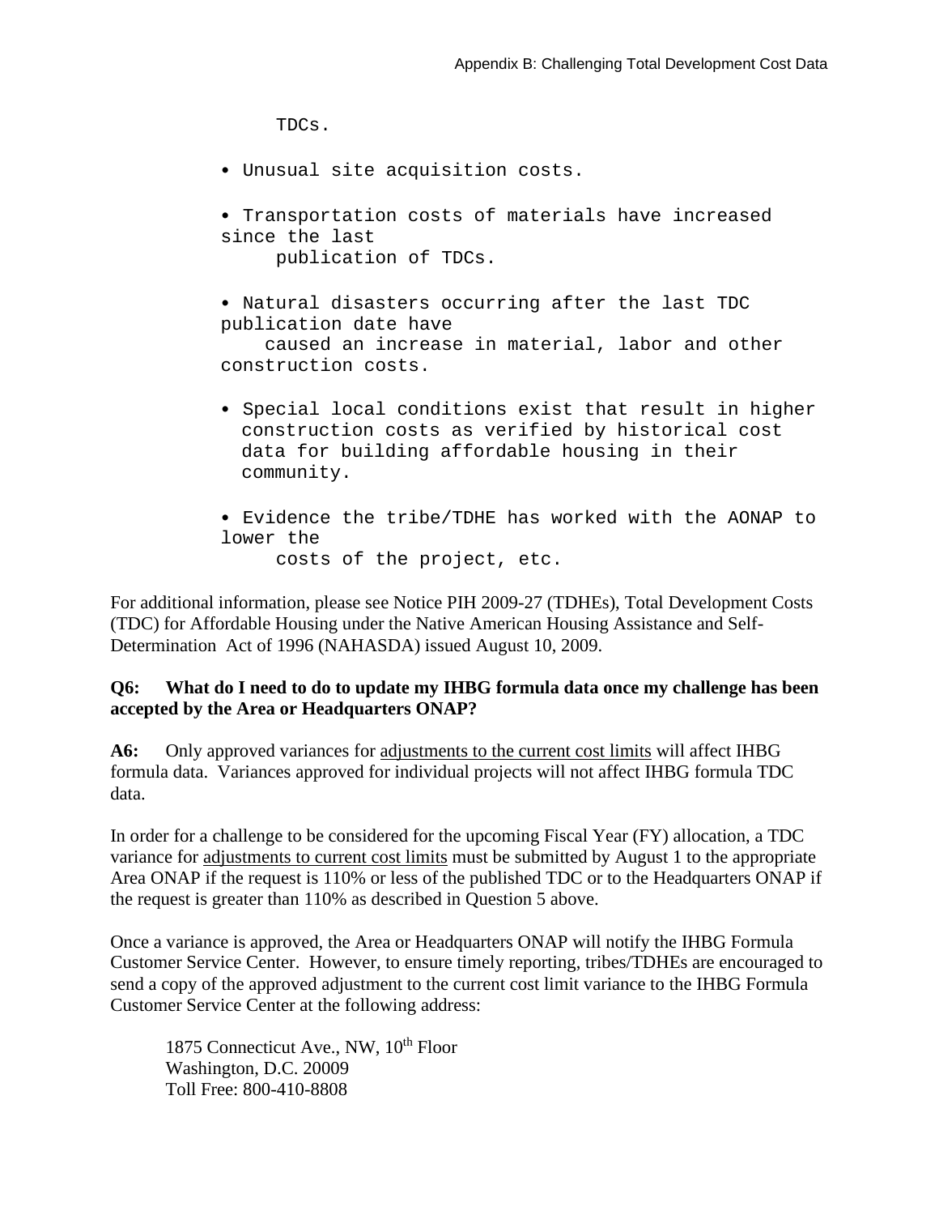TDCs.

- Unusual site acquisition costs.
- Transportation costs of materials have increased since the last publication of TDCs.
- Natural disasters occurring after the last TDC publication date have caused an increase in material, labor and other construction costs.
- Special local conditions exist that result in higher construction costs as verified by historical cost data for building affordable housing in their community.
- Evidence the tribe/TDHE has worked with the AONAP to lower the costs of the project, etc.

For additional information, please see Notice PIH 2009-27 (TDHEs), Total Development Costs (TDC) for Affordable Housing under the Native American Housing Assistance and Self-Determination Act of 1996 (NAHASDA) issued August 10, 2009.

**Q6: What do I need to do to update my IHBG formula data once my challenge has been accepted by the Area or Headquarters ONAP?**

**A6:** Only approved variances for <u>adjustments to the current cost limits</u> will affect IHBG formula data. Variances approved for individual projects will not affect IHBG formula TDC data.

In order for a challenge to be considered for the upcoming Fiscal Year (FY) allocation, a TDC variance for <u>adjustments to current cost limits</u> must be submitted by August 1 to the appropriate Area ONAP if the request is 110% or less of the published TDC or to the Headquarters ONAP if the request is greater than 110% as described in Question 5 above.

Once a variance is approved, the Area or Headquarters ONAP will notify the IHBG Formula Customer Service Center. However, to ensure timely reporting, tribes/TDHEs are encouraged to send a copy of the approved adjustment to the current cost limit variance to the IHBG Formula Customer Service Center at the following address:

> 1875 Connecticut Ave., NW, 10th Floor
> Washington, D.C. 20009
> Toll Free: 800-410-8808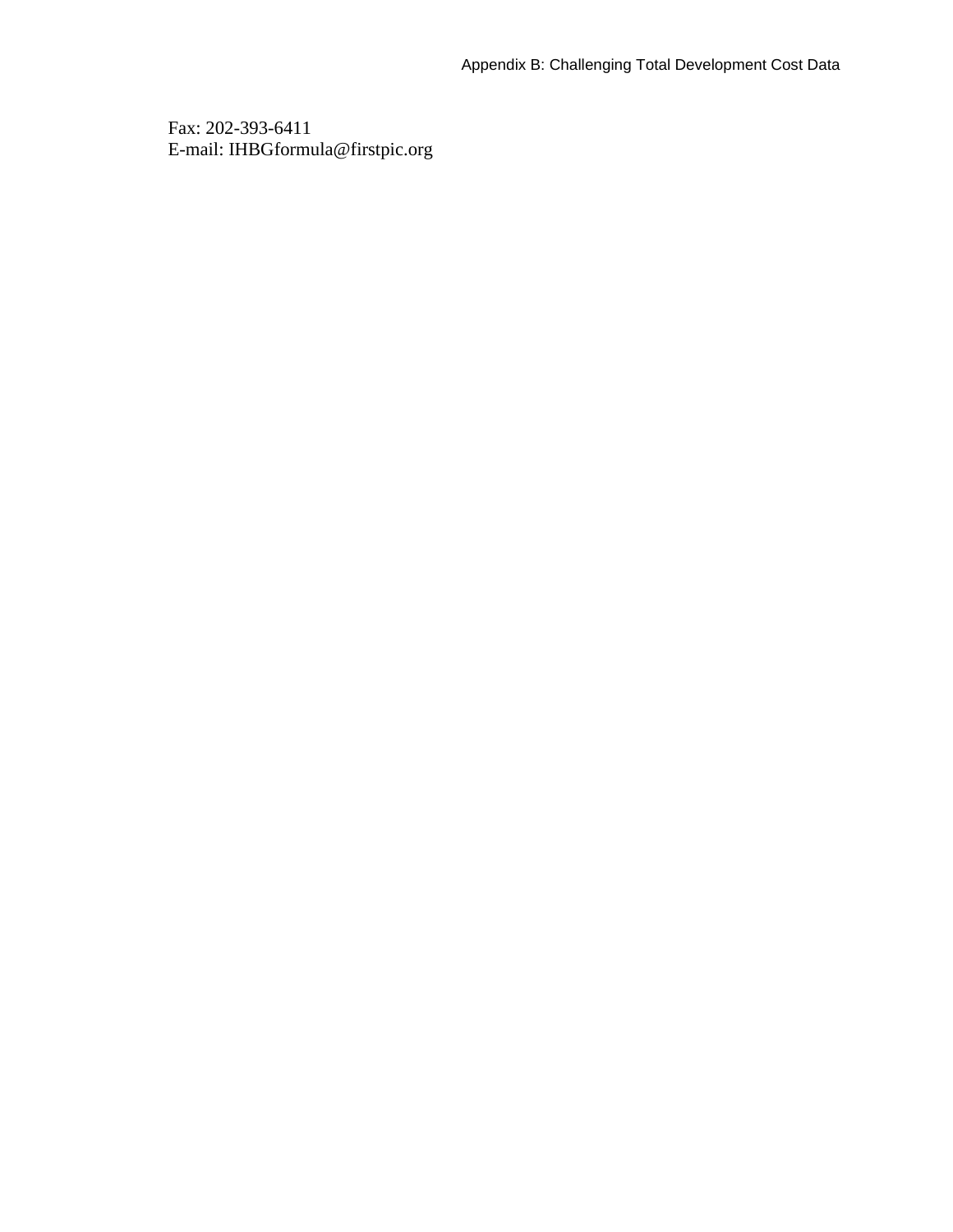Fax: 202-393-6411
E-mail: IHBGformula@firstpic.org